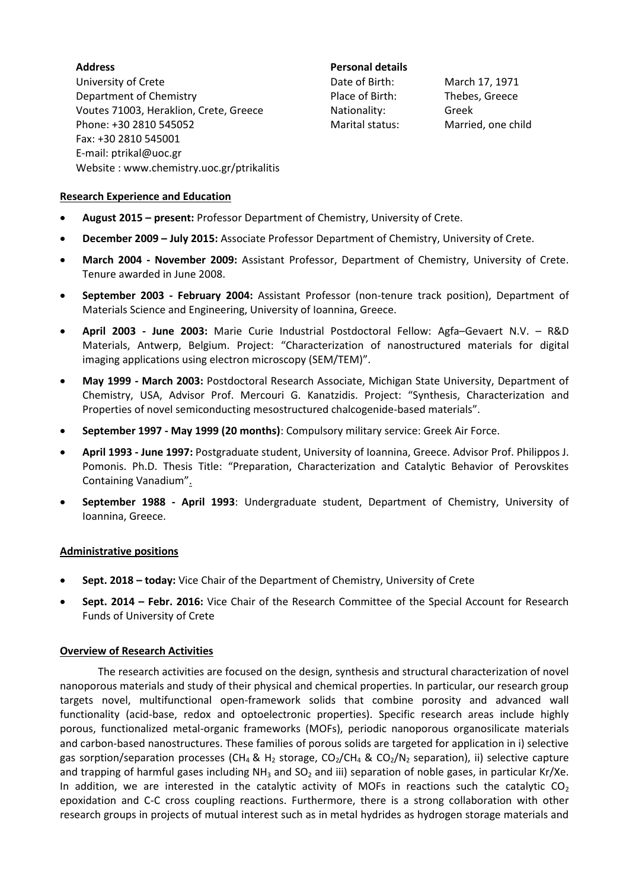**Address**

University of Crete
Department of Chemistry
Voutes 71003, Heraklion, Crete, Greece
Phone: +30 2810 545052
Fax: +30 2810 545001
E-mail: ptrikal@uoc.gr
Website : www.chemistry.uoc.gr/ptrikalitis

**Personal details**

| | |
|---|---|
| Date of Birth: | March 17, 1971 |
| Place of Birth: | Thebes, Greece |
| Nationality: | Greek |
| Marital status: | Married, one child |

## Research Experience and Education

- **August 2015 – present:** Professor Department of Chemistry, University of Crete.
- **December 2009 – July 2015:** Associate Professor Department of Chemistry, University of Crete.
- **March 2004 - November 2009:** Assistant Professor, Department of Chemistry, University of Crete. Tenure awarded in June 2008.
- **September 2003 - February 2004:** Assistant Professor (non-tenure track position), Department of Materials Science and Engineering, University of Ioannina, Greece.
- **April 2003 - June 2003:** Marie Curie Industrial Postdoctoral Fellow: Agfa–Gevaert N.V. – R&D Materials, Antwerp, Belgium. Project: "Characterization of nanostructured materials for digital imaging applications using electron microscopy (SEM/TEM)".
- **May 1999 - March 2003:** Postdoctoral Research Associate, Michigan State University, Department of Chemistry, USA, Advisor Prof. Mercouri G. Kanatzidis. Project: "Synthesis, Characterization and Properties of novel semiconducting mesostructured chalcogenide-based materials".
- **September 1997 - May 1999 (20 months)**: Compulsory military service: Greek Air Force.
- **April 1993 - June 1997:** Postgraduate student, University of Ioannina, Greece. Advisor Prof. Philippos J. Pomonis. Ph.D. Thesis Title: "Preparation, Characterization and Catalytic Behavior of Perovskites Containing Vanadium".
- **September 1988 - April 1993**: Undergraduate student, Department of Chemistry, University of Ioannina, Greece.

## Administrative positions

- **Sept. 2018 – today:** Vice Chair of the Department of Chemistry, University of Crete
- **Sept. 2014 – Febr. 2016:** Vice Chair of the Research Committee of the Special Account for Research Funds of University of Crete

## Overview of Research Activities

The research activities are focused on the design, synthesis and structural characterization of novel nanoporous materials and study of their physical and chemical properties. In particular, our research group targets novel, multifunctional open-framework solids that combine porosity and advanced wall functionality (acid-base, redox and optoelectronic properties). Specific research areas include highly porous, functionalized metal-organic frameworks (MOFs), periodic nanoporous organosilicate materials and carbon-based nanostructures. These families of porous solids are targeted for application in i) selective gas sorption/separation processes ($CH_4$ & $H_2$ storage, $CO_2/CH_4$ & $CO_2/N_2$ separation), ii) selective capture and trapping of harmful gases including $NH_3$ and $SO_2$ and iii) separation of noble gases, in particular Kr/Xe. In addition, we are interested in the catalytic activity of MOFs in reactions such the catalytic $CO_2$ epoxidation and C-C cross coupling reactions. Furthermore, there is a strong collaboration with other research groups in projects of mutual interest such as in metal hydrides as hydrogen storage materials and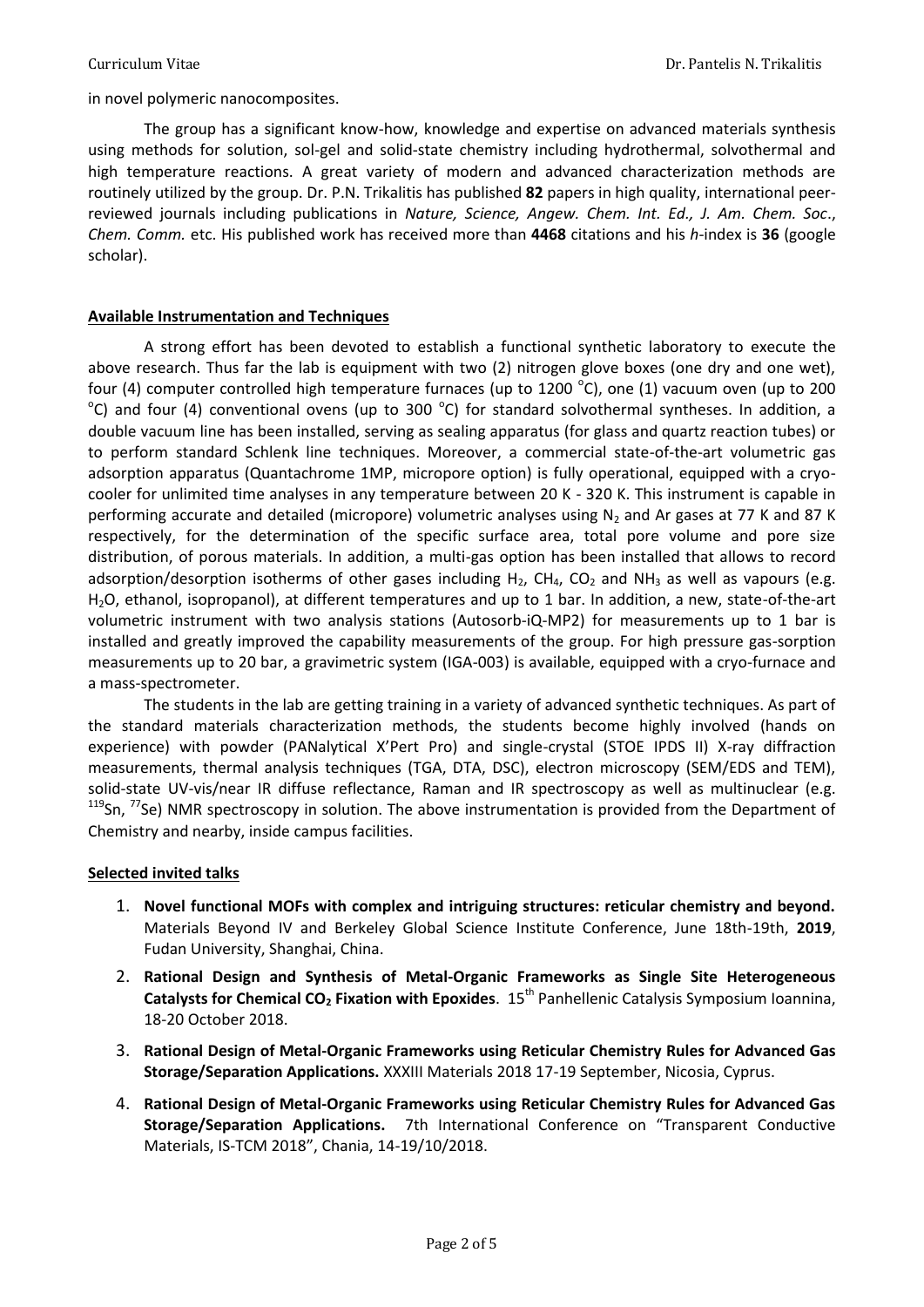in novel polymeric nanocomposites.

The group has a significant know-how, knowledge and expertise on advanced materials synthesis using methods for solution, sol-gel and solid-state chemistry including hydrothermal, solvothermal and high temperature reactions. A great variety of modern and advanced characterization methods are routinely utilized by the group. Dr. P.N. Trikalitis has published **82** papers in high quality, international peer-reviewed journals including publications in *Nature, Science, Angew. Chem. Int. Ed., J. Am. Chem. Soc*., *Chem. Comm.* etc. His published work has received more than **4468** citations and his *h*-index is **36** (google scholar).

## Available Instrumentation and Techniques

A strong effort has been devoted to establish a functional synthetic laboratory to execute the above research. Thus far the lab is equipment with two (2) nitrogen glove boxes (one dry and one wet), four (4) computer controlled high temperature furnaces (up to 1200 $^{o}$C), one (1) vacuum oven (up to 200 $^{o}$C) and four (4) conventional ovens (up to 300 $^{o}$C) for standard solvothermal syntheses. In addition, a double vacuum line has been installed, serving as sealing apparatus (for glass and quartz reaction tubes) or to perform standard Schlenk line techniques. Moreover, a commercial state-of-the-art volumetric gas adsorption apparatus (Quantachrome 1MP, micropore option) is fully operational, equipped with a cryo-cooler for unlimited time analyses in any temperature between 20 K - 320 K. This instrument is capable in performing accurate and detailed (micropore) volumetric analyses using $N_2$ and Ar gases at 77 K and 87 K respectively, for the determination of the specific surface area, total pore volume and pore size distribution, of porous materials. In addition, a multi-gas option has been installed that allows to record adsorption/desorption isotherms of other gases including $H_2$, $CH_4$, $CO_2$ and $NH_3$ as well as vapours (e.g. $H_2O$, ethanol, isopropanol), at different temperatures and up to 1 bar. In addition, a new, state-of-the-art volumetric instrument with two analysis stations (Autosorb-iQ-MP2) for measurements up to 1 bar is installed and greatly improved the capability measurements of the group. For high pressure gas-sorption measurements up to 20 bar, a gravimetric system (IGA-003) is available, equipped with a cryo-furnace and a mass-spectrometer.

The students in the lab are getting training in a variety of advanced synthetic techniques. As part of the standard materials characterization methods, the students become highly involved (hands on experience) with powder (PANalytical X'Pert Pro) and single-crystal (STOE IPDS II) X-ray diffraction measurements, thermal analysis techniques (TGA, DTA, DSC), electron microscopy (SEM/EDS and TEM), solid-state UV-vis/near IR diffuse reflectance, Raman and IR spectroscopy as well as multinuclear (e.g. $^{119}$Sn, $^{77}$Se) NMR spectroscopy in solution. The above instrumentation is provided from the Department of Chemistry and nearby, inside campus facilities.

## Selected invited talks

1. **Novel functional MOFs with complex and intriguing structures: reticular chemistry and beyond.** Materials Beyond IV and Berkeley Global Science Institute Conference, June 18th-19th, **2019**, Fudan University, Shanghai, China.
2. **Rational Design and Synthesis of Metal-Organic Frameworks as Single Site Heterogeneous Catalysts for Chemical $CO_2$ Fixation with Epoxides**. 15$^{th}$ Panhellenic Catalysis Symposium Ioannina, 18-20 October 2018.
3. **Rational Design of Metal-Organic Frameworks using Reticular Chemistry Rules for Advanced Gas Storage/Separation Applications.** XXXIII Materials 2018 17-19 September, Nicosia, Cyprus.
4. **Rational Design of Metal-Organic Frameworks using Reticular Chemistry Rules for Advanced Gas Storage/Separation Applications.** 7th International Conference on "Transparent Conductive Materials, IS-TCM 2018", Chania, 14-19/10/2018.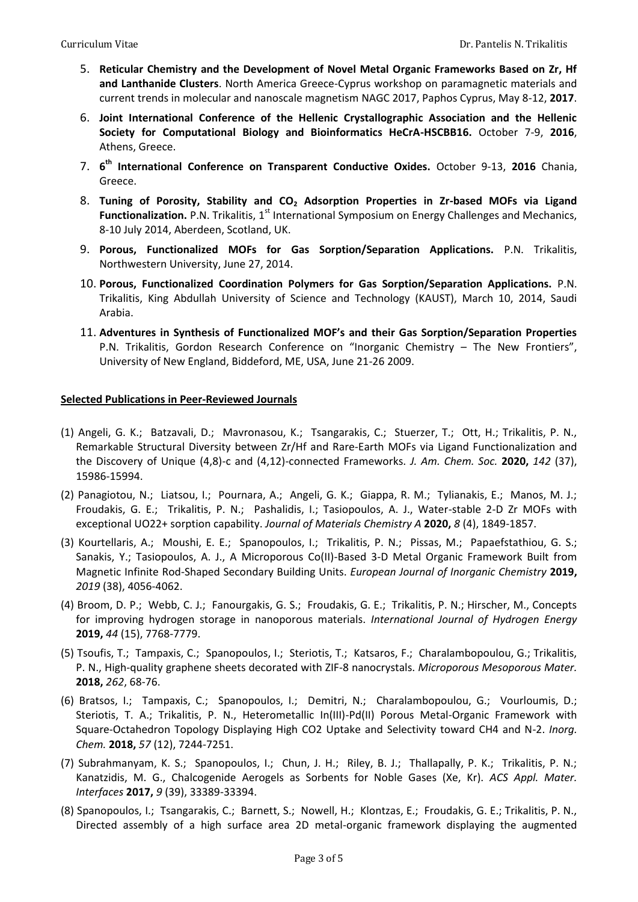5. **Reticular Chemistry and the Development of Novel Metal Organic Frameworks Based on Zr, Hf and Lanthanide Clusters**. North America Greece-Cyprus workshop on paramagnetic materials and current trends in molecular and nanoscale magnetism NAGC 2017, Paphos Cyprus, May 8-12, **2017**.
6. **Joint International Conference of the Hellenic Crystallographic Association and the Hellenic Society for Computational Biology and Bioinformatics HeCrA-HSCBB16.** October 7-9, **2016**, Athens, Greece.
7. **6th International Conference on Transparent Conductive Oxides.** October 9-13, **2016** Chania, Greece.
8. **Tuning of Porosity, Stability and $CO_2$ Adsorption Properties in Zr-based MOFs via Ligand Functionalization.** P.N. Trikalitis, 1st International Symposium on Energy Challenges and Mechanics, 8-10 July 2014, Aberdeen, Scotland, UK.
9. **Porous, Functionalized MOFs for Gas Sorption/Separation Applications.** P.N. Trikalitis, Northwestern University, June 27, 2014.
10. **Porous, Functionalized Coordination Polymers for Gas Sorption/Separation Applications.** P.N. Trikalitis, King Abdullah University of Science and Technology (KAUST), March 10, 2014, Saudi Arabia.
11. **Adventures in Synthesis of Functionalized MOF's and their Gas Sorption/Separation Properties** P.N. Trikalitis, Gordon Research Conference on "Inorganic Chemistry – The New Frontiers", University of New England, Biddeford, ME, USA, June 21-26 2009.

**Selected Publications in Peer-Reviewed Journals**

(1) Angeli, G. K.; Batzavali, D.; Mavronasou, K.; Tsangarakis, C.; Stuerzer, T.; Ott, H.; Trikalitis, P. N., Remarkable Structural Diversity between Zr/Hf and Rare-Earth MOFs via Ligand Functionalization and the Discovery of Unique (4,8)-c and (4,12)-connected Frameworks. *J. Am. Chem. Soc.* **2020,** *142* (37), 15986-15994.

(2) Panagiotou, N.; Liatsou, I.; Pournara, A.; Angeli, G. K.; Giappa, R. M.; Tylianakis, E.; Manos, M. J.; Froudakis, G. E.; Trikalitis, P. N.; Pashalidis, I.; Tasiopoulos, A. J., Water-stable 2-D Zr MOFs with exceptional UO22+ sorption capability. *Journal of Materials Chemistry A* **2020,** *8* (4), 1849-1857.

(3) Kourtellaris, A.; Moushi, E. E.; Spanopoulos, I.; Trikalitis, P. N.; Pissas, M.; Papaefstathiou, G. S.; Sanakis, Y.; Tasiopoulos, A. J., A Microporous Co(II)-Based 3-D Metal Organic Framework Built from Magnetic Infinite Rod-Shaped Secondary Building Units. *European Journal of Inorganic Chemistry* **2019,** *2019* (38), 4056-4062.

(4) Broom, D. P.; Webb, C. J.; Fanourgakis, G. S.; Froudakis, G. E.; Trikalitis, P. N.; Hirscher, M., Concepts for improving hydrogen storage in nanoporous materials. *International Journal of Hydrogen Energy* **2019,** *44* (15), 7768-7779.

(5) Tsoufis, T.; Tampaxis, C.; Spanopoulos, I.; Steriotis, T.; Katsaros, F.; Charalambopoulou, G.; Trikalitis, P. N., High-quality graphene sheets decorated with ZIF-8 nanocrystals. *Microporous Mesoporous Mater.* **2018,** *262*, 68-76.

(6) Bratsos, I.; Tampaxis, C.; Spanopoulos, I.; Demitri, N.; Charalambopoulou, G.; Vourloumis, D.; Steriotis, T. A.; Trikalitis, P. N., Heterometallic In(III)-Pd(II) Porous Metal-Organic Framework with Square-Octahedron Topology Displaying High CO2 Uptake and Selectivity toward CH4 and N-2. *Inorg. Chem.* **2018,** *57* (12), 7244-7251.

(7) Subrahmanyam, K. S.; Spanopoulos, I.; Chun, J. H.; Riley, B. J.; Thallapally, P. K.; Trikalitis, P. N.; Kanatzidis, M. G., Chalcogenide Aerogels as Sorbents for Noble Gases (Xe, Kr). *ACS Appl. Mater. Interfaces* **2017,** *9* (39), 33389-33394.

(8) Spanopoulos, I.; Tsangarakis, C.; Barnett, S.; Nowell, H.; Klontzas, E.; Froudakis, G. E.; Trikalitis, P. N., Directed assembly of a high surface area 2D metal-organic framework displaying the augmented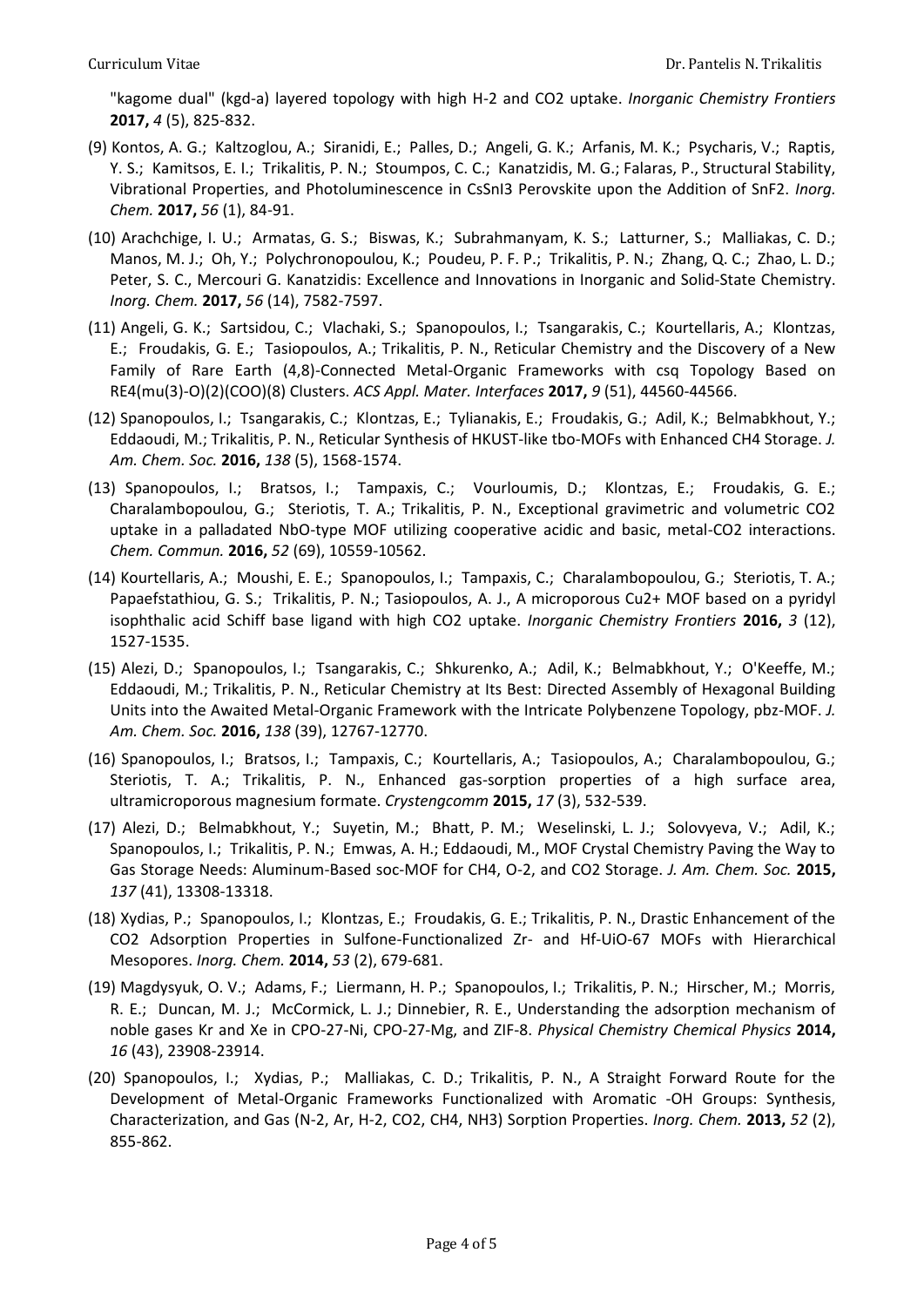"kagome dual" (kgd-a) layered topology with high H-2 and CO2 uptake. *Inorganic Chemistry Frontiers* **2017,** *4* (5), 825-832.

(9) Kontos, A. G.; Kaltzoglou, A.; Siranidi, E.; Palles, D.; Angeli, G. K.; Arfanis, M. K.; Psycharis, V.; Raptis, Y. S.; Kamitsos, E. I.; Trikalitis, P. N.; Stoumpos, C. C.; Kanatzidis, M. G.; Falaras, P., Structural Stability, Vibrational Properties, and Photoluminescence in CsSnI3 Perovskite upon the Addition of SnF2. *Inorg. Chem.* **2017,** *56* (1), 84-91.

(10) Arachchige, I. U.; Armatas, G. S.; Biswas, K.; Subrahmanyam, K. S.; Latturner, S.; Malliakas, C. D.; Manos, M. J.; Oh, Y.; Polychronopoulou, K.; Poudeu, P. F. P.; Trikalitis, P. N.; Zhang, Q. C.; Zhao, L. D.; Peter, S. C., Mercouri G. Kanatzidis: Excellence and Innovations in Inorganic and Solid-State Chemistry. *Inorg. Chem.* **2017,** *56* (14), 7582-7597.

(11) Angeli, G. K.; Sartsidou, C.; Vlachaki, S.; Spanopoulos, I.; Tsangarakis, C.; Kourtellaris, A.; Klontzas, E.; Froudakis, G. E.; Tasiopoulos, A.; Trikalitis, P. N., Reticular Chemistry and the Discovery of a New Family of Rare Earth (4,8)-Connected Metal-Organic Frameworks with csq Topology Based on RE4(mu(3)-O)(2)(COO)(8) Clusters. *ACS Appl. Mater. Interfaces* **2017,** *9* (51), 44560-44566.

(12) Spanopoulos, I.; Tsangarakis, C.; Klontzas, E.; Tylianakis, E.; Froudakis, G.; Adil, K.; Belmabkhout, Y.; Eddaoudi, M.; Trikalitis, P. N., Reticular Synthesis of HKUST-like tbo-MOFs with Enhanced CH4 Storage. *J. Am. Chem. Soc.* **2016,** *138* (5), 1568-1574.

(13) Spanopoulos, I.; Bratsos, I.; Tampaxis, C.; Vourloumis, D.; Klontzas, E.; Froudakis, G. E.; Charalambopoulou, G.; Steriotis, T. A.; Trikalitis, P. N., Exceptional gravimetric and volumetric CO2 uptake in a palladated NbO-type MOF utilizing cooperative acidic and basic, metal-CO2 interactions. *Chem. Commun.* **2016,** *52* (69), 10559-10562.

(14) Kourtellaris, A.; Moushi, E. E.; Spanopoulos, I.; Tampaxis, C.; Charalambopoulou, G.; Steriotis, T. A.; Papaefstathiou, G. S.; Trikalitis, P. N.; Tasiopoulos, A. J., A microporous Cu2+ MOF based on a pyridyl isophthalic acid Schiff base ligand with high CO2 uptake. *Inorganic Chemistry Frontiers* **2016,** *3* (12), 1527-1535.

(15) Alezi, D.; Spanopoulos, I.; Tsangarakis, C.; Shkurenko, A.; Adil, K.; Belmabkhout, Y.; O'Keeffe, M.; Eddaoudi, M.; Trikalitis, P. N., Reticular Chemistry at Its Best: Directed Assembly of Hexagonal Building Units into the Awaited Metal-Organic Framework with the Intricate Polybenzene Topology, pbz-MOF. *J. Am. Chem. Soc.* **2016,** *138* (39), 12767-12770.

(16) Spanopoulos, I.; Bratsos, I.; Tampaxis, C.; Kourtellaris, A.; Tasiopoulos, A.; Charalambopoulou, G.; Steriotis, T. A.; Trikalitis, P. N., Enhanced gas-sorption properties of a high surface area, ultramicroporous magnesium formate. *Crystengcomm* **2015,** *17* (3), 532-539.

(17) Alezi, D.; Belmabkhout, Y.; Suyetin, M.; Bhatt, P. M.; Weselinski, L. J.; Solovyeva, V.; Adil, K.; Spanopoulos, I.; Trikalitis, P. N.; Emwas, A. H.; Eddaoudi, M., MOF Crystal Chemistry Paving the Way to Gas Storage Needs: Aluminum-Based soc-MOF for CH4, O-2, and CO2 Storage. *J. Am. Chem. Soc.* **2015,** *137* (41), 13308-13318.

(18) Xydias, P.; Spanopoulos, I.; Klontzas, E.; Froudakis, G. E.; Trikalitis, P. N., Drastic Enhancement of the CO2 Adsorption Properties in Sulfone-Functionalized Zr- and Hf-UiO-67 MOFs with Hierarchical Mesopores. *Inorg. Chem.* **2014,** *53* (2), 679-681.

(19) Magdysyuk, O. V.; Adams, F.; Liermann, H. P.; Spanopoulos, I.; Trikalitis, P. N.; Hirscher, M.; Morris, R. E.; Duncan, M. J.; McCormick, L. J.; Dinnebier, R. E., Understanding the adsorption mechanism of noble gases Kr and Xe in CPO-27-Ni, CPO-27-Mg, and ZIF-8. *Physical Chemistry Chemical Physics* **2014,** *16* (43), 23908-23914.

(20) Spanopoulos, I.; Xydias, P.; Malliakas, C. D.; Trikalitis, P. N., A Straight Forward Route for the Development of Metal-Organic Frameworks Functionalized with Aromatic -OH Groups: Synthesis, Characterization, and Gas (N-2, Ar, H-2, CO2, CH4, NH3) Sorption Properties. *Inorg. Chem.* **2013,** *52* (2), 855-862.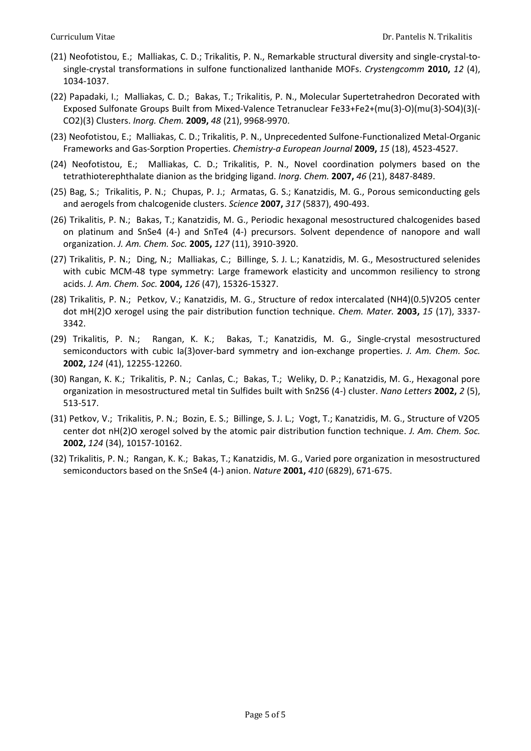(21) Neofotistou, E.; Malliakas, C. D.; Trikalitis, P. N., Remarkable structural diversity and single-crystal-to-single-crystal transformations in sulfone functionalized lanthanide MOFs. *Crystengcomm* **2010,** *12* (4), 1034-1037.

(22) Papadaki, I.; Malliakas, C. D.; Bakas, T.; Trikalitis, P. N., Molecular Supertetrahedron Decorated with Exposed Sulfonate Groups Built from Mixed-Valence Tetranuclear Fe33+Fe2+(mu(3)-O)(mu(3)-SO4)(3)(-CO2)(3) Clusters. *Inorg. Chem.* **2009,** *48* (21), 9968-9970.

(23) Neofotistou, E.; Malliakas, C. D.; Trikalitis, P. N., Unprecedented Sulfone-Functionalized Metal-Organic Frameworks and Gas-Sorption Properties. *Chemistry-a European Journal* **2009,** *15* (18), 4523-4527.

(24) Neofotistou, E.; Malliakas, C. D.; Trikalitis, P. N., Novel coordination polymers based on the tetrathioterephthalate dianion as the bridging ligand. *Inorg. Chem.* **2007,** *46* (21), 8487-8489.

(25) Bag, S.; Trikalitis, P. N.; Chupas, P. J.; Armatas, G. S.; Kanatzidis, M. G., Porous semiconducting gels and aerogels from chalcogenide clusters. *Science* **2007,** *317* (5837), 490-493.

(26) Trikalitis, P. N.; Bakas, T.; Kanatzidis, M. G., Periodic hexagonal mesostructured chalcogenides based on platinum and SnSe4 (4-) and SnTe4 (4-) precursors. Solvent dependence of nanopore and wall organization. *J. Am. Chem. Soc.* **2005,** *127* (11), 3910-3920.

(27) Trikalitis, P. N.; Ding, N.; Malliakas, C.; Billinge, S. J. L.; Kanatzidis, M. G., Mesostructured selenides with cubic MCM-48 type symmetry: Large framework elasticity and uncommon resiliency to strong acids. *J. Am. Chem. Soc.* **2004,** *126* (47), 15326-15327.

(28) Trikalitis, P. N.; Petkov, V.; Kanatzidis, M. G., Structure of redox intercalated (NH4)(0.5)V2O5 center dot mH(2)O xerogel using the pair distribution function technique. *Chem. Mater.* **2003,** *15* (17), 3337-3342.

(29) Trikalitis, P. N.; Rangan, K. K.; Bakas, T.; Kanatzidis, M. G., Single-crystal mesostructured semiconductors with cubic Ia(3)over-bard symmetry and ion-exchange properties. *J. Am. Chem. Soc.* **2002,** *124* (41), 12255-12260.

(30) Rangan, K. K.; Trikalitis, P. N.; Canlas, C.; Bakas, T.; Weliky, D. P.; Kanatzidis, M. G., Hexagonal pore organization in mesostructured metal tin Sulfides built with Sn2S6 (4-) cluster. *Nano Letters* **2002,** *2* (5), 513-517.

(31) Petkov, V.; Trikalitis, P. N.; Bozin, E. S.; Billinge, S. J. L.; Vogt, T.; Kanatzidis, M. G., Structure of V2O5 center dot nH(2)O xerogel solved by the atomic pair distribution function technique. *J. Am. Chem. Soc.* **2002,** *124* (34), 10157-10162.

(32) Trikalitis, P. N.; Rangan, K. K.; Bakas, T.; Kanatzidis, M. G., Varied pore organization in mesostructured semiconductors based on the SnSe4 (4-) anion. *Nature* **2001,** *410* (6829), 671-675.